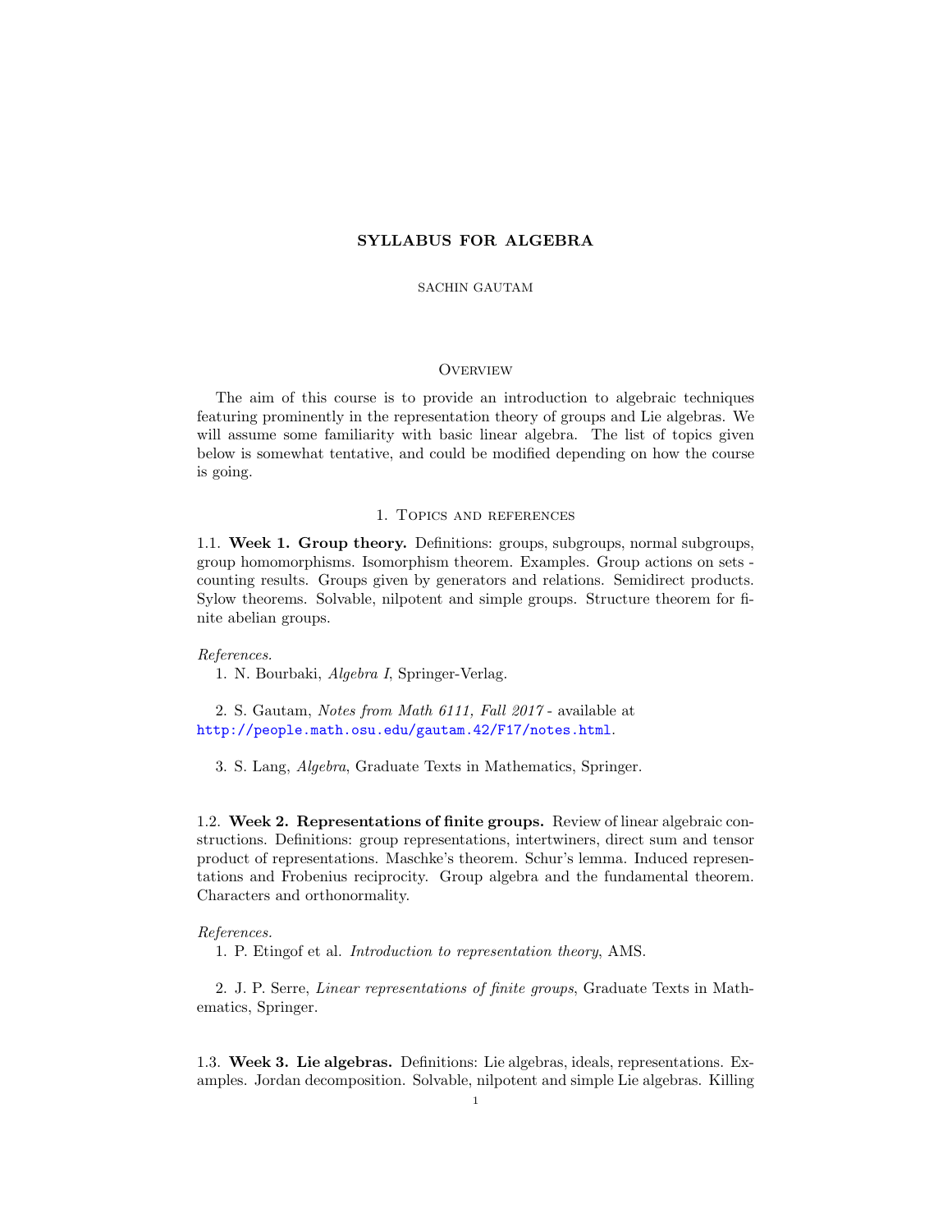# SYLLABUS FOR ALGEBRA

SACHIN GAUTAM

## Overview

The aim of this course is to provide an introduction to algebraic techniques featuring prominently in the representation theory of groups and Lie algebras. We will assume some familiarity with basic linear algebra. The list of topics given below is somewhat tentative, and could be modified depending on how the course is going.

## 1. Topics and references

### 1.1. Week 1. Group theory.

Definitions: groups, subgroups, normal subgroups, group homomorphisms. Isomorphism theorem. Examples. Group actions on sets - counting results. Groups given by generators and relations. Semidirect products. Sylow theorems. Solvable, nilpotent and simple groups. Structure theorem for finite abelian groups.

*References.*

1. N. Bourbaki, *Algebra I*, Springer-Verlag.

2. S. Gautam, *Notes from Math 6111, Fall 2017* - available at http://people.math.osu.edu/gautam.42/F17/notes.html.

3. S. Lang, *Algebra*, Graduate Texts in Mathematics, Springer.

### 1.2. Week 2. Representations of finite groups.

Review of linear algebraic constructions. Definitions: group representations, intertwiners, direct sum and tensor product of representations. Maschke's theorem. Schur's lemma. Induced representations and Frobenius reciprocity. Group algebra and the fundamental theorem. Characters and orthonormality.

*References.*

1. P. Etingof et al. *Introduction to representation theory*, AMS.

2. J. P. Serre, *Linear representations of finite groups*, Graduate Texts in Mathematics, Springer.

### 1.3. Week 3. Lie algebras.

Definitions: Lie algebras, ideals, representations. Examples. Jordan decomposition. Solvable, nilpotent and simple Lie algebras. Killing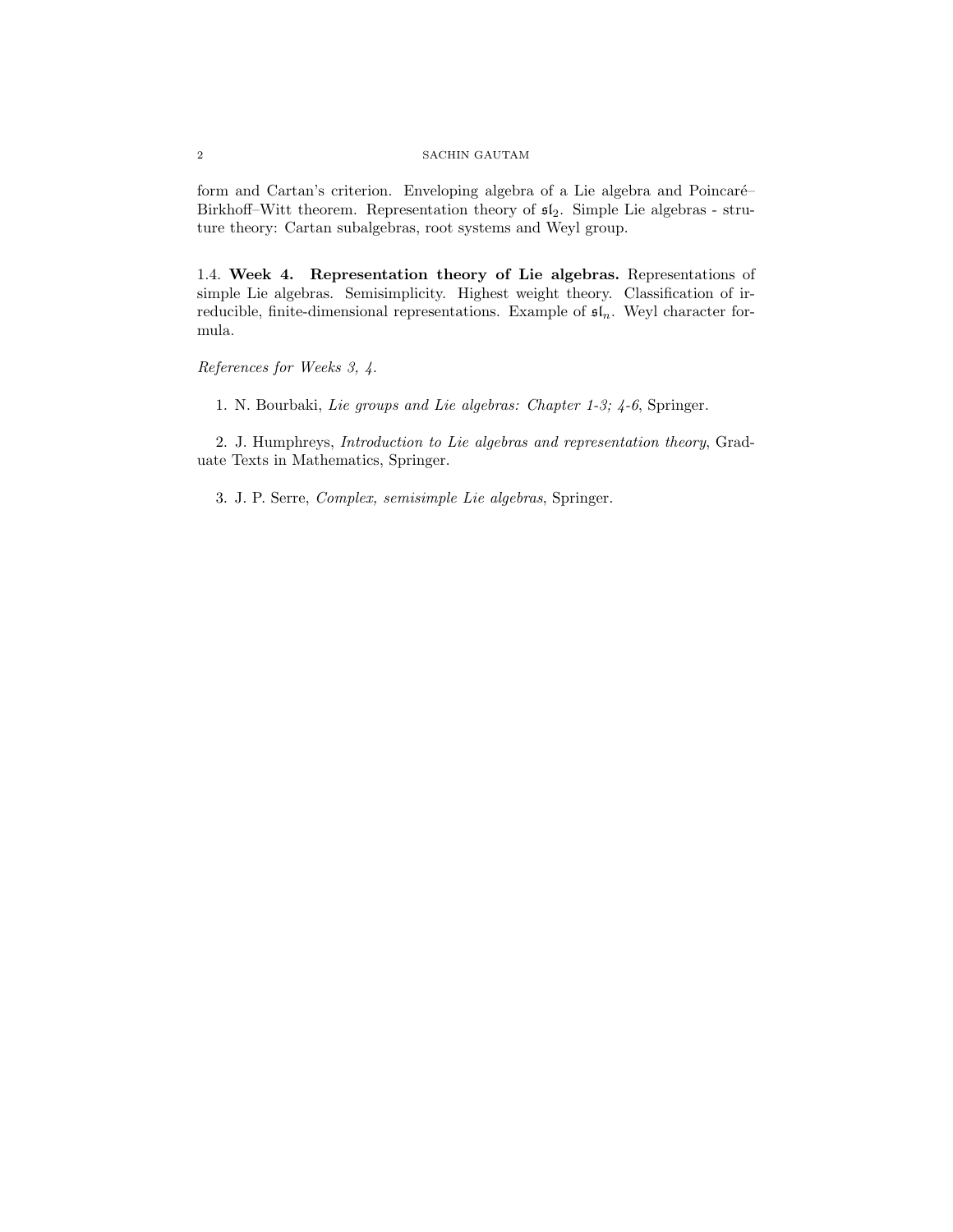form and Cartan's criterion. Enveloping algebra of a Lie algebra and Poincaré–Birkhoff–Witt theorem. Representation theory of $\mathfrak{sl}_2$. Simple Lie algebras - struture theory: Cartan subalgebras, root systems and Weyl group.

1.4. **Week 4. Representation theory of Lie algebras.** Representations of simple Lie algebras. Semisimplicity. Highest weight theory. Classification of irreducible, finite-dimensional representations. Example of $\mathfrak{sl}_n$. Weyl character formula.

*References for Weeks 3, 4.*

1. N. Bourbaki, *Lie groups and Lie algebras: Chapter 1-3; 4-6*, Springer.

2. J. Humphreys, *Introduction to Lie algebras and representation theory*, Graduate Texts in Mathematics, Springer.

3. J. P. Serre, *Complex, semisimple Lie algebras*, Springer.